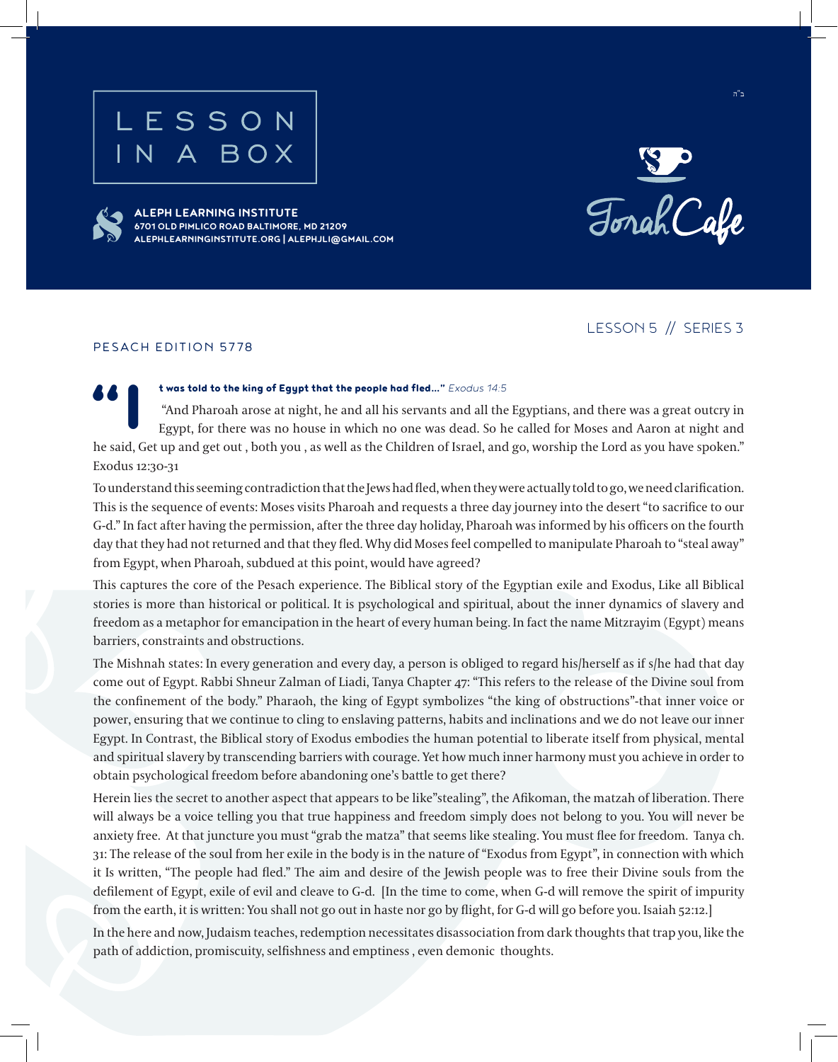# LESSON IN A BOX

**ALEPH LEARNING INSTITUTE**
**6701 OLD PIMLICO ROAD BALTIMORE, MD 21209**
**ALEPHLEARNINGINSTITUTE.ORG | ALEPHJLI@GMAIL.COM**

Torah Cafe

ב"ה

LESSON 5 // SERIES 3

PESACH EDITION 5778

**"It was told to the king of Egypt that the people had fled..."** *Exodus 14:5*

"And Pharoah arose at night, he and all his servants and all the Egyptians, and there was a great outcry in Egypt, for there was no house in which no one was dead. So he called for Moses and Aaron at night and he said, Get up and get out , both you , as well as the Children of Israel, and go, worship the Lord as you have spoken." Exodus 12:30-31

To understand this seeming contradiction that the Jews had fled, when they were actually told to go, we need clarification. This is the sequence of events: Moses visits Pharoah and requests a three day journey into the desert "to sacrifice to our G-d." In fact after having the permission, after the three day holiday, Pharoah was informed by his officers on the fourth day that they had not returned and that they fled. Why did Moses feel compelled to manipulate Pharoah to "steal away" from Egypt, when Pharoah, subdued at this point, would have agreed?

This captures the core of the Pesach experience. The Biblical story of the Egyptian exile and Exodus, Like all Biblical stories is more than historical or political. It is psychological and spiritual, about the inner dynamics of slavery and freedom as a metaphor for emancipation in the heart of every human being. In fact the name Mitzrayim (Egypt) means barriers, constraints and obstructions.

The Mishnah states: In every generation and every day, a person is obliged to regard his/herself as if s/he had that day come out of Egypt. Rabbi Shneur Zalman of Liadi, Tanya Chapter 47: "This refers to the release of the Divine soul from the confinement of the body." Pharaoh, the king of Egypt symbolizes "the king of obstructions"-that inner voice or power, ensuring that we continue to cling to enslaving patterns, habits and inclinations and we do not leave our inner Egypt. In Contrast, the Biblical story of Exodus embodies the human potential to liberate itself from physical, mental and spiritual slavery by transcending barriers with courage. Yet how much inner harmony must you achieve in order to obtain psychological freedom before abandoning one's battle to get there?

Herein lies the secret to another aspect that appears to be like"stealing", the Afikoman, the matzah of liberation. There will always be a voice telling you that true happiness and freedom simply does not belong to you. You will never be anxiety free. At that juncture you must "grab the matza" that seems like stealing. You must flee for freedom. Tanya ch. 31: The release of the soul from her exile in the body is in the nature of "Exodus from Egypt", in connection with which it Is written, "The people had fled." The aim and desire of the Jewish people was to free their Divine souls from the defilement of Egypt, exile of evil and cleave to G-d. [In the time to come, when G-d will remove the spirit of impurity from the earth, it is written: You shall not go out in haste nor go by flight, for G-d will go before you. Isaiah 52:12.]

In the here and now, Judaism teaches, redemption necessitates disassociation from dark thoughts that trap you, like the path of addiction, promiscuity, selfishness and emptiness , even demonic thoughts.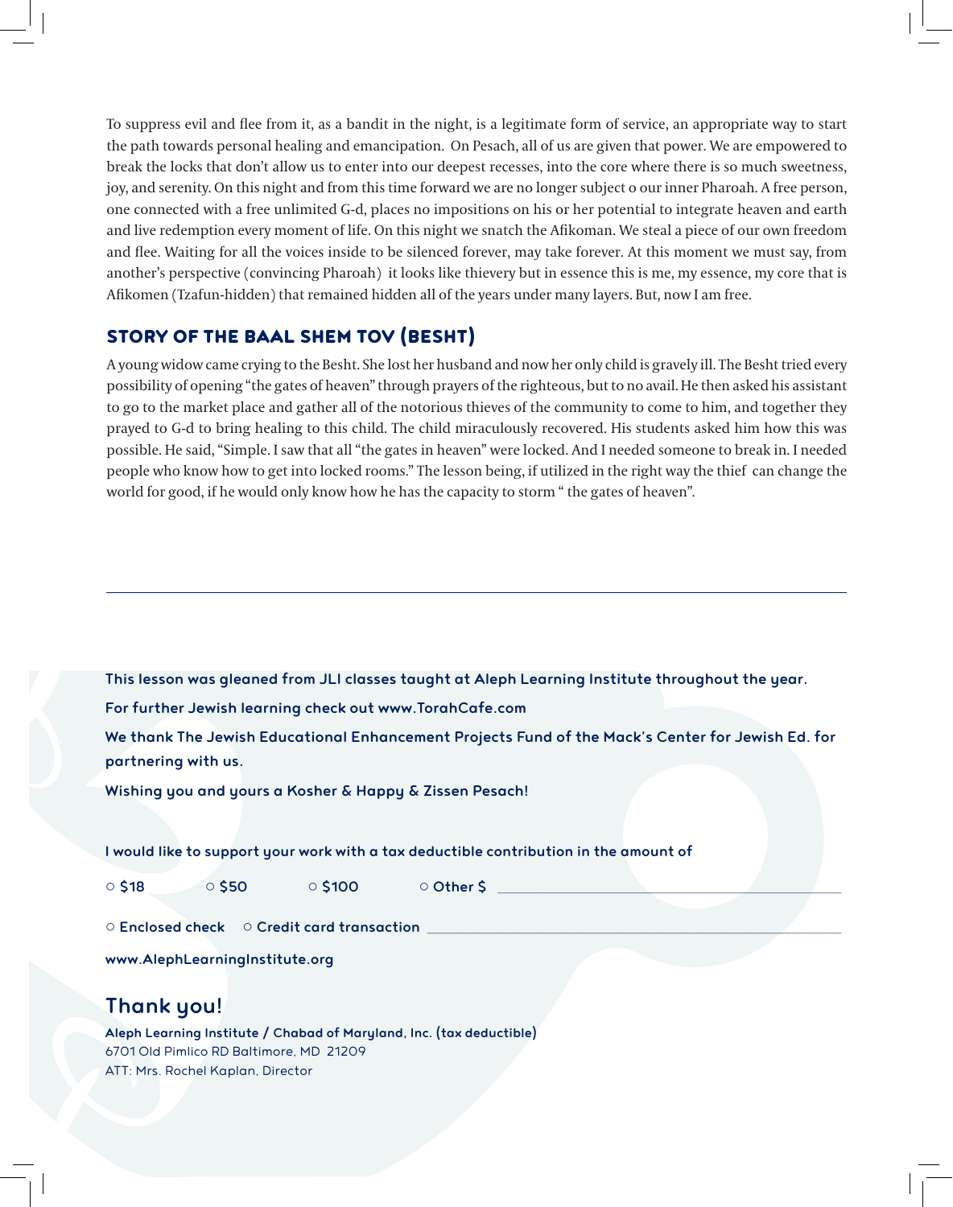To suppress evil and flee from it, as a bandit in the night, is a legitimate form of service, an appropriate way to start the path towards personal healing and emancipation.  On Pesach, all of us are given that power. We are empowered to break the locks that don't allow us to enter into our deepest recesses, into the core where there is so much sweetness, joy, and serenity. On this night and from this time forward we are no longer subject o our inner Pharoah. A free person, one connected with a free unlimited G-d, places no impositions on his or her potential to integrate heaven and earth and live redemption every moment of life. On this night we snatch the Afikoman. We steal a piece of our own freedom and flee. Waiting for all the voices inside to be silenced forever, may take forever. At this moment we must say, from another's perspective (convincing Pharoah)  it looks like thievery but in essence this is me, my essence, my core that is Afikomen (Tzafun-hidden) that remained hidden all of the years under many layers. But, now I am free.

## STORY OF THE BAAL SHEM TOV (BESHT)

A young widow came crying to the Besht. She lost her husband and now her only child is gravely ill. The Besht tried every possibility of opening "the gates of heaven" through prayers of the righteous, but to no avail. He then asked his assistant to go to the market place and gather all of the notorious thieves of the community to come to him, and together they prayed to G-d to bring healing to this child. The child miraculously recovered. His students asked him how this was possible. He said, "Simple. I saw that all "the gates in heaven" were locked. And I needed someone to break in. I needed people who know how to get into locked rooms." The lesson being, if utilized in the right way the thief  can change the world for good, if he would only know how he has the capacity to storm " the gates of heaven".

---

**This lesson was gleaned from JLI classes taught at Aleph Learning Institute throughout the year.**

**For further Jewish learning check out www.TorahCafe.com**

**We thank The Jewish Educational Enhancement Projects Fund of the Mack's Center for Jewish Ed. for partnering with us.**

**Wishing you and yours a Kosher & Happy & Zissen Pesach!**

**I would like to support your work with a tax deductible contribution in the amount of**

○ $18 ○ $50 ○ $100 ○ Other $ ____________________

○ Enclosed check ○ Credit card transaction ____________________

**www.AlephLearningInstitute.org**

## Thank you!

**Aleph Learning Institute / Chabad of Maryland, Inc. (tax deductible)**
6701 Old Pimlico RD Baltimore, MD  21209
ATT: Mrs. Rochel Kaplan, Director